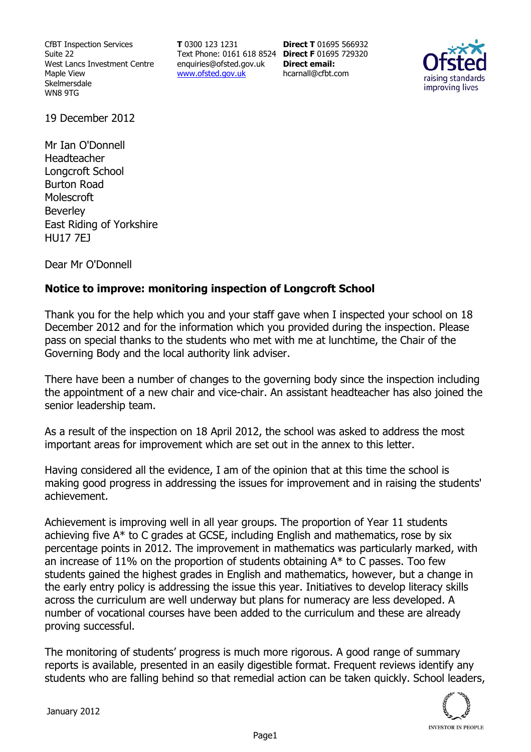CfBT Inspection Services
Suite 22
West Lancs Investment Centre
Maple View
Skelmersdale
WN8 9TG

**T** 0300 123 1231
Text Phone: 0161 618 8524
enquiries@ofsted.gov.uk
www.ofsted.gov.uk

**Direct T** 01695 566932
**Direct F** 01695 729320
**Direct email:**
hcarnall@cfbt.com

19 December 2012

Mr Ian O'Donnell
Headteacher
Longcroft School
Burton Road
Molescroft
Beverley
East Riding of Yorkshire
HU17 7EJ

Dear Mr O'Donnell

**Notice to improve: monitoring inspection of Longcroft School**

Thank you for the help which you and your staff gave when I inspected your school on 18 December 2012 and for the information which you provided during the inspection. Please pass on special thanks to the students who met with me at lunchtime, the Chair of the Governing Body and the local authority link adviser.

There have been a number of changes to the governing body since the inspection including the appointment of a new chair and vice-chair. An assistant headteacher has also joined the senior leadership team.

As a result of the inspection on 18 April 2012, the school was asked to address the most important areas for improvement which are set out in the annex to this letter.

Having considered all the evidence, I am of the opinion that at this time the school is making good progress in addressing the issues for improvement and in raising the students' achievement.

Achievement is improving well in all year groups. The proportion of Year 11 students achieving five A* to C grades at GCSE, including English and mathematics, rose by six percentage points in 2012. The improvement in mathematics was particularly marked, with an increase of 11% on the proportion of students obtaining A* to C passes. Too few students gained the highest grades in English and mathematics, however, but a change in the early entry policy is addressing the issue this year. Initiatives to develop literacy skills across the curriculum are well underway but plans for numeracy are less developed. A number of vocational courses have been added to the curriculum and these are already proving successful.

The monitoring of students' progress is much more rigorous. A good range of summary reports is available, presented in an easily digestible format. Frequent reviews identify any students who are falling behind so that remedial action can be taken quickly. School leaders,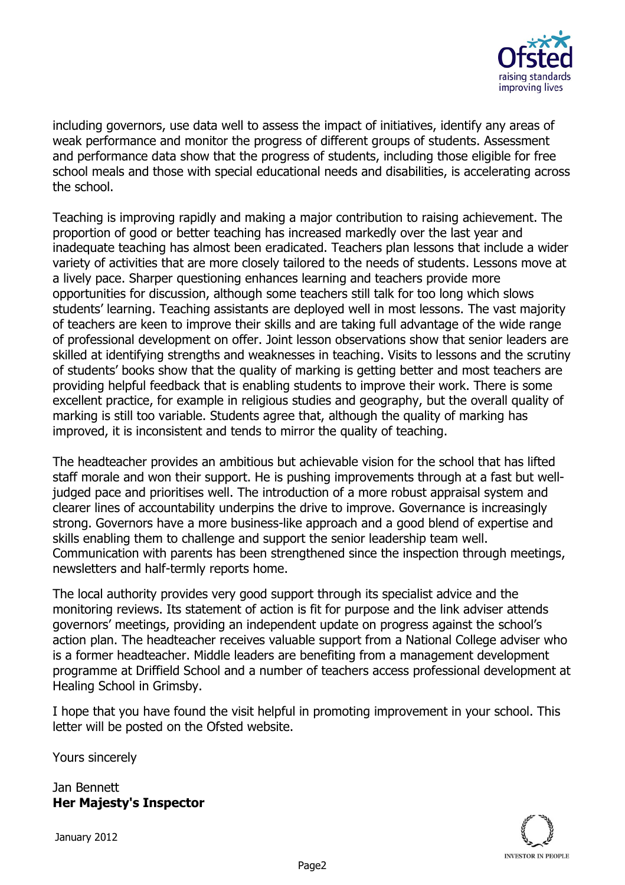including governors, use data well to assess the impact of initiatives, identify any areas of weak performance and monitor the progress of different groups of students. Assessment and performance data show that the progress of students, including those eligible for free school meals and those with special educational needs and disabilities, is accelerating across the school.

Teaching is improving rapidly and making a major contribution to raising achievement. The proportion of good or better teaching has increased markedly over the last year and inadequate teaching has almost been eradicated. Teachers plan lessons that include a wider variety of activities that are more closely tailored to the needs of students. Lessons move at a lively pace. Sharper questioning enhances learning and teachers provide more opportunities for discussion, although some teachers still talk for too long which slows students' learning. Teaching assistants are deployed well in most lessons. The vast majority of teachers are keen to improve their skills and are taking full advantage of the wide range of professional development on offer. Joint lesson observations show that senior leaders are skilled at identifying strengths and weaknesses in teaching. Visits to lessons and the scrutiny of students' books show that the quality of marking is getting better and most teachers are providing helpful feedback that is enabling students to improve their work. There is some excellent practice, for example in religious studies and geography, but the overall quality of marking is still too variable. Students agree that, although the quality of marking has improved, it is inconsistent and tends to mirror the quality of teaching.

The headteacher provides an ambitious but achievable vision for the school that has lifted staff morale and won their support. He is pushing improvements through at a fast but well-judged pace and prioritises well. The introduction of a more robust appraisal system and clearer lines of accountability underpins the drive to improve. Governance is increasingly strong. Governors have a more business-like approach and a good blend of expertise and skills enabling them to challenge and support the senior leadership team well. Communication with parents has been strengthened since the inspection through meetings, newsletters and half-termly reports home.

The local authority provides very good support through its specialist advice and the monitoring reviews. Its statement of action is fit for purpose and the link adviser attends governors' meetings, providing an independent update on progress against the school's action plan. The headteacher receives valuable support from a National College adviser who is a former headteacher. Middle leaders are benefiting from a management development programme at Driffield School and a number of teachers access professional development at Healing School in Grimsby.

I hope that you have found the visit helpful in promoting improvement in your school. This letter will be posted on the Ofsted website.

Yours sincerely

Jan Bennett
**Her Majesty's Inspector**

January 2012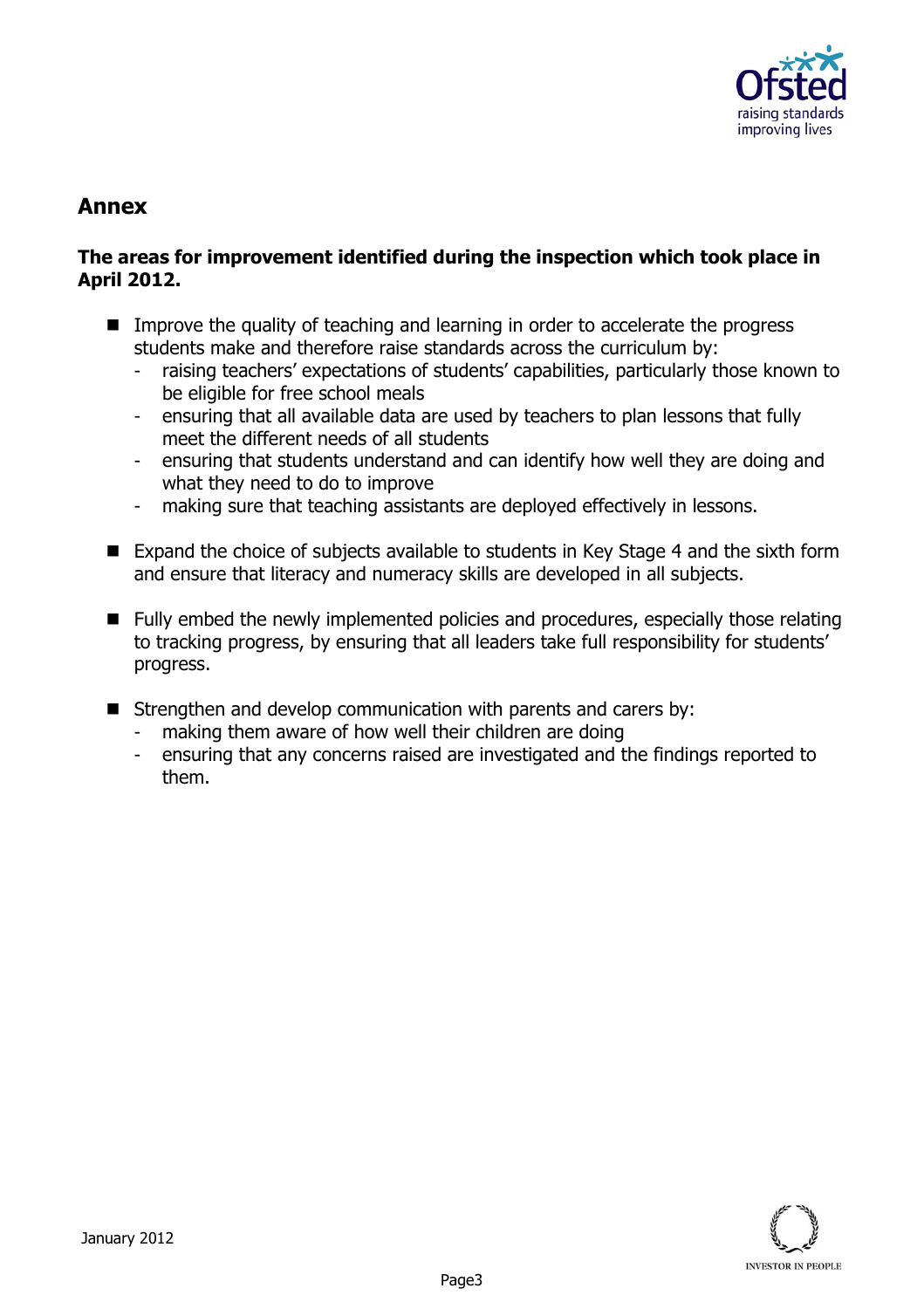## Annex

**The areas for improvement identified during the inspection which took place in April 2012.**

- Improve the quality of teaching and learning in order to accelerate the progress students make and therefore raise standards across the curriculum by:
  - raising teachers' expectations of students' capabilities, particularly those known to be eligible for free school meals
  - ensuring that all available data are used by teachers to plan lessons that fully meet the different needs of all students
  - ensuring that students understand and can identify how well they are doing and what they need to do to improve
  - making sure that teaching assistants are deployed effectively in lessons.

- Expand the choice of subjects available to students in Key Stage 4 and the sixth form and ensure that literacy and numeracy skills are developed in all subjects.

- Fully embed the newly implemented policies and procedures, especially those relating to tracking progress, by ensuring that all leaders take full responsibility for students' progress.

- Strengthen and develop communication with parents and carers by:
  - making them aware of how well their children are doing
  - ensuring that any concerns raised are investigated and the findings reported to them.